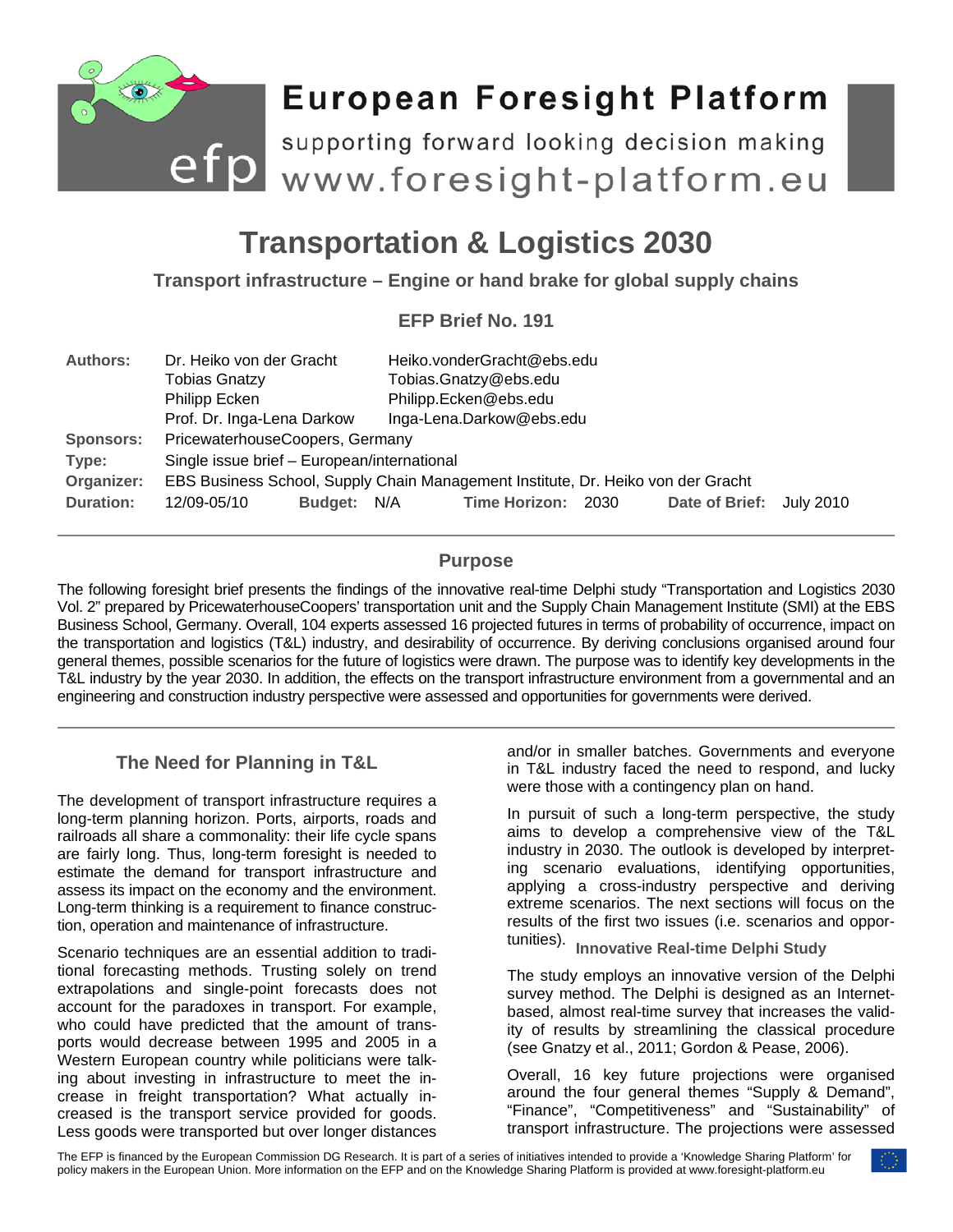# European Foresight Platform

supporting forward looking decision making

www.foresight-platform.eu

# Transportation & Logistics 2030

**Transport infrastructure – Engine or hand brake for global supply chains**

**EFP Brief No. 191**

| | | |
|---|---|---|
| **Authors:** | Dr. Heiko von der Gracht | Heiko.vonderGracht@ebs.edu |
| | Tobias Gnatzy | Tobias.Gnatzy@ebs.edu |
| | Philipp Ecken | Philipp.Ecken@ebs.edu |
| | Prof. Dr. Inga-Lena Darkow | Inga-Lena.Darkow@ebs.edu |
| **Sponsors:** | PricewaterhouseCoopers, Germany | |
| **Type:** | Single issue brief – European/international | |
| **Organizer:** | EBS Business School, Supply Chain Management Institute, Dr. Heiko von der Gracht | |
| **Duration:** | 12/09-05/10 | **Budget:** N/A **Time Horizon:** 2030 **Date of Brief:** July 2010 |

## Purpose

The following foresight brief presents the findings of the innovative real-time Delphi study "Transportation and Logistics 2030 Vol. 2" prepared by PricewaterhouseCoopers' transportation unit and the Supply Chain Management Institute (SMI) at the EBS Business School, Germany. Overall, 104 experts assessed 16 projected futures in terms of probability of occurrence, impact on the transportation and logistics (T&L) industry, and desirability of occurrence. By deriving conclusions organised around four general themes, possible scenarios for the future of logistics were drawn. The purpose was to identify key developments in the T&L industry by the year 2030. In addition, the effects on the transport infrastructure environment from a governmental and an engineering and construction industry perspective were assessed and opportunities for governments were derived.

## The Need for Planning in T&L

The development of transport infrastructure requires a long-term planning horizon. Ports, airports, roads and railroads all share a commonality: their life cycle spans are fairly long. Thus, long-term foresight is needed to estimate the demand for transport infrastructure and assess its impact on the economy and the environment. Long-term thinking is a requirement to finance construction, operation and maintenance of infrastructure.

Scenario techniques are an essential addition to traditional forecasting methods. Trusting solely on trend extrapolations and single-point forecasts does not account for the paradoxes in transport. For example, who could have predicted that the amount of transports would decrease between 1995 and 2005 in a Western European country while politicians were talking about investing in infrastructure to meet the increase in freight transportation? What actually increased is the transport service provided for goods. Less goods were transported but over longer distances and/or in smaller batches. Governments and everyone in T&L industry faced the need to respond, and lucky were those with a contingency plan on hand.

In pursuit of such a long-term perspective, the study aims to develop a comprehensive view of the T&L industry in 2030. The outlook is developed by interpreting scenario evaluations, identifying opportunities, applying a cross-industry perspective and deriving extreme scenarios. The next sections will focus on the results of the first two issues (i.e. scenarios and opportunities).

## Innovative Real-time Delphi Study

The study employs an innovative version of the Delphi survey method. The Delphi is designed as an Internet-based, almost real-time survey that increases the validity of results by streamlining the classical procedure (see Gnatzy et al., 2011; Gordon & Pease, 2006).

Overall, 16 key future projections were organised around the four general themes "Supply & Demand", "Finance", "Competitiveness" and "Sustainability" of transport infrastructure. The projections were assessed

The EFP is financed by the European Commission DG Research. It is part of a series of initiatives intended to provide a 'Knowledge Sharing Platform' for policy makers in the European Union. More information on the EFP and on the Knowledge Sharing Platform is provided at www.foresight-platform.eu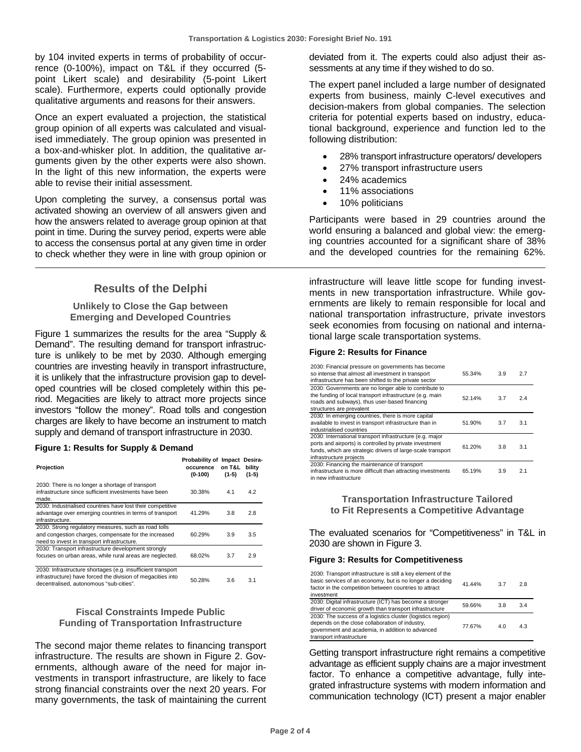by 104 invited experts in terms of probability of occurrence (0-100%), impact on T&L if they occurred (5-point Likert scale) and desirability (5-point Likert scale). Furthermore, experts could optionally provide qualitative arguments and reasons for their answers.

Once an expert evaluated a projection, the statistical group opinion of all experts was calculated and visualised immediately. The group opinion was presented in a box-and-whisker plot. In addition, the qualitative arguments given by the other experts were also shown. In the light of this new information, the experts were able to revise their initial assessment.

Upon completing the survey, a consensus portal was activated showing an overview of all answers given and how the answers related to average group opinion at that point in time. During the survey period, experts were able to access the consensus portal at any given time in order to check whether they were in line with group opinion or deviated from it. The experts could also adjust their assessments at any time if they wished to do so.

The expert panel included a large number of designated experts from business, mainly C-level executives and decision-makers from global companies. The selection criteria for potential experts based on industry, educational background, experience and function led to the following distribution:

- 28% transport infrastructure operators/ developers
- 27% transport infrastructure users
- 24% academics
- 11% associations
- 10% politicians

Participants were based in 29 countries around the world ensuring a balanced and global view: the emerging countries accounted for a significant share of 38% and the developed countries for the remaining 62%.

## Results of the Delphi

### Unlikely to Close the Gap between Emerging and Developed Countries

Figure 1 summarizes the results for the area "Supply & Demand". The resulting demand for transport infrastructure is unlikely to be met by 2030. Although emerging countries are investing heavily in transport infrastructure, it is unlikely that the infrastructure provision gap to developed countries will be closed completely within this period. Megacities are likely to attract more projects since investors "follow the money". Road tolls and congestion charges are likely to have become an instrument to match supply and demand of transport infrastructure in 2030.

**Figure 1: Results for Supply & Demand**

| Projection | Probability of occurence (0-100) | Impact on T&L (1-5) | Desirability (1-5) |
|---|---|---|---|
| 2030: There is no longer a shortage of transport infrastructure since sufficient investments have been made. | 30.38% | 4.1 | 4.2 |
| 2030: Industrialised countries have lost their competitive advantage over emerging countries in terms of transport infrastructure. | 41.29% | 3.8 | 2.8 |
| 2030: Strong regulatory measures, such as road tolls and congestion charges, compensate for the increased need to invest in transport infrastructure. | 60.29% | 3.9 | 3.5 |
| 2030: Transport infrastructure development strongly focuses on urban areas, while rural areas are neglected. | 68.02% | 3.7 | 2.9 |
| 2030: Infrastructure shortages (e.g. insufficient transport infrastructure) have forced the division of megacities into decentralised, autonomous "sub-cities". | 50.28% | 3.6 | 3.1 |

### Fiscal Constraints Impede Public Funding of Transportation Infrastructure

The second major theme relates to financing transport infrastructure. The results are shown in Figure 2. Governments, although aware of the need for major investments in transport infrastructure, are likely to face strong financial constraints over the next 20 years. For many governments, the task of maintaining the current infrastructure will leave little scope for funding investments in new transportation infrastructure. While governments are likely to remain responsible for local and national transportation infrastructure, private investors seek economies from focusing on national and international large scale transportation systems.

**Figure 2: Results for Finance**

| | | | |
|---|---|---|---|
| 2030: Financial pressure on governments has become so intense that almost all investment in transport infrastructure has been shifted to the private sector | 55.34% | 3.9 | 2.7 |
| 2030: Governments are no longer able to contribute to the funding of local transport infrastructure (e.g. main roads and subways), thus user-based financing structures are prevalent | 52.14% | 3.7 | 2.4 |
| 2030: In emerging countries, there is more capital available to invest in transport infrastructure than in industrialised countries | 51.90% | 3.7 | 3.1 |
| 2030: International transport infrastructure (e.g. major ports and airports) is controlled by private investment funds, which are strategic drivers of large-scale transport infrastructure projects | 61.20% | 3.8 | 3.1 |
| 2030: Financing the maintenance of transport infrastructure is more difficult than attracting investments in new infrastructure | 65.19% | 3.9 | 2.1 |

### Transportation Infrastructure Tailored to Fit Represents a Competitive Advantage

The evaluated scenarios for "Competitiveness" in T&L in 2030 are shown in Figure 3.

**Figure 3: Results for Competitiveness**

| | | | |
|---|---|---|---|
| 2030: Transport infrastructure is still a key element of the basic services of an economy, but is no longer a deciding factor in the competition between countries to attract investment | 41.44% | 3.7 | 2.8 |
| 2030: Digital infrastructure (ICT) has become a stronger driver of economic growth than transport infrastructure | 59.66% | 3.8 | 3.4 |
| 2030: The success of a logistics cluster (logistics region) depends on the close collaboration of industry, government and academia, in addition to advanced transport infrastructure | 77.67% | 4.0 | 4.3 |

Getting transport infrastructure right remains a competitive advantage as efficient supply chains are a major investment factor. To enhance a competitive advantage, fully integrated infrastructure systems with modern information and communication technology (ICT) present a major enabler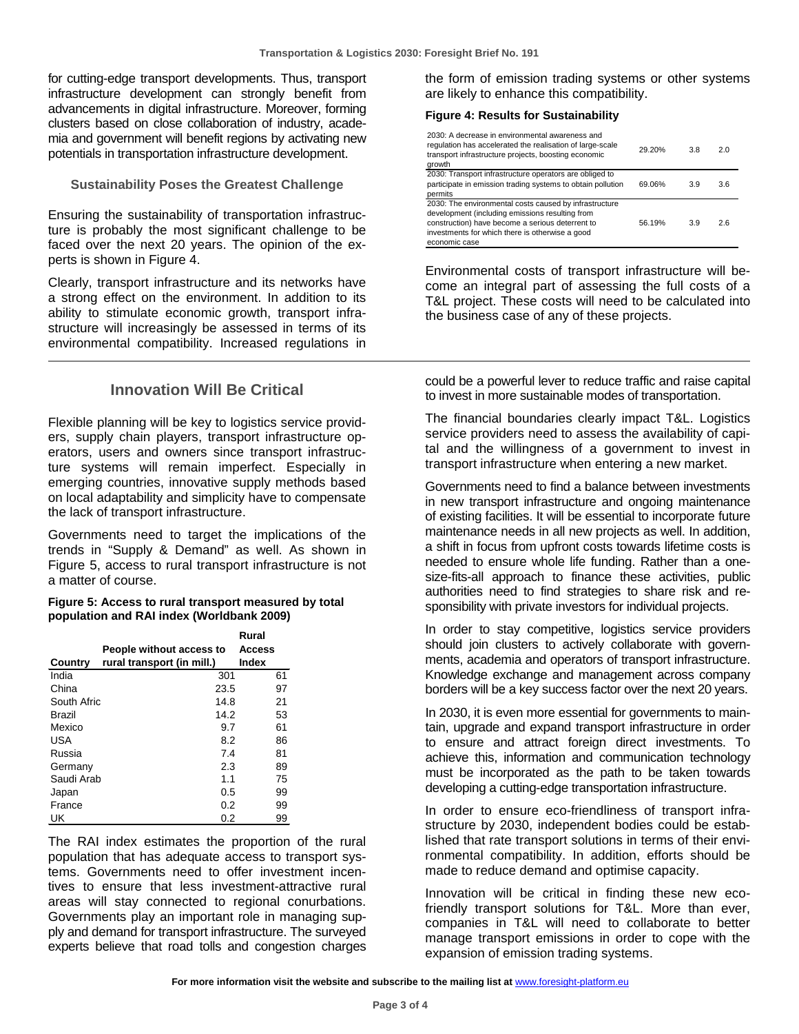for cutting-edge transport developments. Thus, transport infrastructure development can strongly benefit from advancements in digital infrastructure. Moreover, forming clusters based on close collaboration of industry, academia and government will benefit regions by activating new potentials in transportation infrastructure development.

### Sustainability Poses the Greatest Challenge

Ensuring the sustainability of transportation infrastructure is probably the most significant challenge to be faced over the next 20 years. The opinion of the experts is shown in Figure 4.

Clearly, transport infrastructure and its networks have a strong effect on the environment. In addition to its ability to stimulate economic growth, transport infrastructure will increasingly be assessed in terms of its environmental compatibility. Increased regulations in the form of emission trading systems or other systems are likely to enhance this compatibility.

**Figure 4: Results for Sustainability**

| | | | |
|---|---|---|---|
| 2030: A decrease in environmental awareness and regulation has accelerated the realisation of large-scale transport infrastructure projects, boosting economic growth | 29.20% | 3.8 | 2.0 |
| 2030: Transport infrastructure operators are obliged to participate in emission trading systems to obtain pollution permits | 69.06% | 3.9 | 3.6 |
| 2030: The environmental costs caused by infrastructure development (including emissions resulting from construction) have become a serious deterrent to investments for which there is otherwise a good economic case | 56.19% | 3.9 | 2.6 |

Environmental costs of transport infrastructure will become an integral part of assessing the full costs of a T&L project. These costs will need to be calculated into the business case of any of these projects.

## Innovation Will Be Critical

Flexible planning will be key to logistics service providers, supply chain players, transport infrastructure operators, users and owners since transport infrastructure systems will remain imperfect. Especially in emerging countries, innovative supply methods based on local adaptability and simplicity have to compensate the lack of transport infrastructure.

Governments need to target the implications of the trends in "Supply & Demand" as well. As shown in Figure 5, access to rural transport infrastructure is not a matter of course.

**Figure 5: Access to rural transport measured by total population and RAI index (Worldbank 2009)**

| Country | People without access to rural transport (in mill.) | Rural Access Index |
|---|---|---|
| India | 301 | 61 |
| China | 23.5 | 97 |
| South Afric | 14.8 | 21 |
| Brazil | 14.2 | 53 |
| Mexico | 9.7 | 61 |
| USA | 8.2 | 86 |
| Russia | 7.4 | 81 |
| Germany | 2.3 | 89 |
| Saudi Arab | 1.1 | 75 |
| Japan | 0.5 | 99 |
| France | 0.2 | 99 |
| UK | 0.2 | 99 |

The RAI index estimates the proportion of the rural population that has adequate access to transport systems. Governments need to offer investment incentives to ensure that less investment-attractive rural areas will stay connected to regional conurbations. Governments play an important role in managing supply and demand for transport infrastructure. The surveyed experts believe that road tolls and congestion charges could be a powerful lever to reduce traffic and raise capital to invest in more sustainable modes of transportation.

The financial boundaries clearly impact T&L. Logistics service providers need to assess the availability of capital and the willingness of a government to invest in transport infrastructure when entering a new market.

Governments need to find a balance between investments in new transport infrastructure and ongoing maintenance of existing facilities. It will be essential to incorporate future maintenance needs in all new projects as well. In addition, a shift in focus from upfront costs towards lifetime costs is needed to ensure whole life funding. Rather than a one-size-fits-all approach to finance these activities, public authorities need to find strategies to share risk and responsibility with private investors for individual projects.

In order to stay competitive, logistics service providers should join clusters to actively collaborate with governments, academia and operators of transport infrastructure. Knowledge exchange and management across company borders will be a key success factor over the next 20 years.

In 2030, it is even more essential for governments to maintain, upgrade and expand transport infrastructure in order to ensure and attract foreign direct investments. To achieve this, information and communication technology must be incorporated as the path to be taken towards developing a cutting-edge transportation infrastructure.

In order to ensure eco-friendliness of transport infrastructure by 2030, independent bodies could be established that rate transport solutions in terms of their environmental compatibility. In addition, efforts should be made to reduce demand and optimise capacity.

Innovation will be critical in finding these new eco-friendly transport solutions for T&L. More than ever, companies in T&L will need to collaborate to better manage transport emissions in order to cope with the expansion of emission trading systems.

**For more information visit the website and subscribe to the mailing list at** www.foresight-platform.eu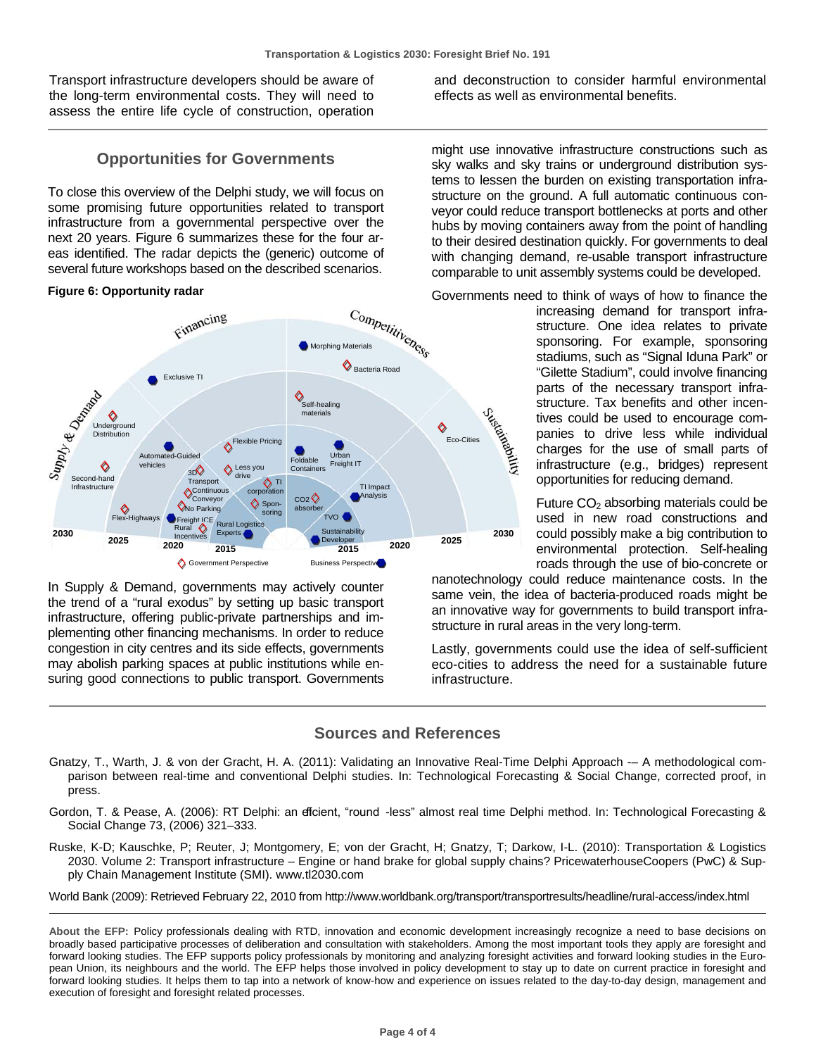Transport infrastructure developers should be aware of the long-term environmental costs. They will need to assess the entire life cycle of construction, operation and deconstruction to consider harmful environmental effects as well as environmental benefits.

## Opportunities for Governments

To close this overview of the Delphi study, we will focus on some promising future opportunities related to transport infrastructure from a governmental perspective over the next 20 years. Figure 6 summarizes these for the four areas identified. The radar depicts the (generic) outcome of several future workshops based on the described scenarios.

**Figure 6: Opportunity radar**

Financing
Competitiveness
Supply & Demand
Sustainability

Morphing Materials
Bacteria Road
Exclusive TI
Self-healing materials
Underground Distribution
Eco-Cities
Flexible Pricing
Automated-Guided vehicles
Foldable Containers
Urban Freight IT
Second-hand Infrastructure
3D Transport
Less you drive
TI corporation
TI Impact Analysis
Continuous Conveyor
CO2 absorber
Sponsoring
No Parking
Flex-Highways
Freight ICE
TVO
Rural Incentives
Rural Logistics Experts
Sustainability Developer
2030
2025
2020
2015
2015
2020
2025
2030
Government Perspective
Business Perspective

In Supply & Demand, governments may actively counter the trend of a "rural exodus" by setting up basic transport infrastructure, offering public-private partnerships and implementing other financing mechanisms. In order to reduce congestion in city centres and its side effects, governments may abolish parking spaces at public institutions while ensuring good connections to public transport. Governments might use innovative infrastructure constructions such as sky walks and sky trains or underground distribution systems to lessen the burden on existing transportation infrastructure on the ground. A full automatic continuous conveyor could reduce transport bottlenecks at ports and other hubs by moving containers away from the point of handling to their desired destination quickly. For governments to deal with changing demand, re-usable transport infrastructure comparable to unit assembly systems could be developed.

Governments need to think of ways of how to finance the increasing demand for transport infrastructure. One idea relates to private sponsoring. For example, sponsoring stadiums, such as "Signal Iduna Park" or "Gilette Stadium", could involve financing parts of the necessary transport infrastructure. Tax benefits and other incentives could be used to encourage companies to drive less while individual charges for the use of small parts of infrastructure (e.g., bridges) represent opportunities for reducing demand.

Future $CO_2$ absorbing materials could be used in new road constructions and could possibly make a big contribution to environmental protection. Self-healing roads through the use of bio-concrete or nanotechnology could reduce maintenance costs. In the same vein, the idea of bacteria-produced roads might be an innovative way for governments to build transport infrastructure in rural areas in the very long-term.

Lastly, governments could use the idea of self-sufficient eco-cities to address the need for a sustainable future infrastructure.

## Sources and References

Gnatzy, T., Warth, J. & von der Gracht, H. A. (2011): Validating an Innovative Real-Time Delphi Approach -– A methodological comparison between real-time and conventional Delphi studies. In: Technological Forecasting & Social Change, corrected proof, in press.

Gordon, T. & Pease, A. (2006): RT Delphi: an efficient, "round -less" almost real time Delphi method. In: Technological Forecasting & Social Change 73, (2006) 321–333.

Ruske, K-D; Kauschke, P; Reuter, J; Montgomery, E; von der Gracht, H; Gnatzy, T; Darkow, I-L. (2010): Transportation & Logistics 2030. Volume 2: Transport infrastructure – Engine or hand brake for global supply chains? PricewaterhouseCoopers (PwC) & Supply Chain Management Institute (SMI). www.tl2030.com

World Bank (2009): Retrieved February 22, 2010 from http://www.worldbank.org/transport/transportresults/headline/rural-access/index.html

**About the EFP:** Policy professionals dealing with RTD, innovation and economic development increasingly recognize a need to base decisions on broadly based participative processes of deliberation and consultation with stakeholders. Among the most important tools they apply are foresight and forward looking studies. The EFP supports policy professionals by monitoring and analyzing foresight activities and forward looking studies in the European Union, its neighbours and the world. The EFP helps those involved in policy development to stay up to date on current practice in foresight and forward looking studies. It helps them to tap into a network of know-how and experience on issues related to the day-to-day design, management and execution of foresight and foresight related processes.